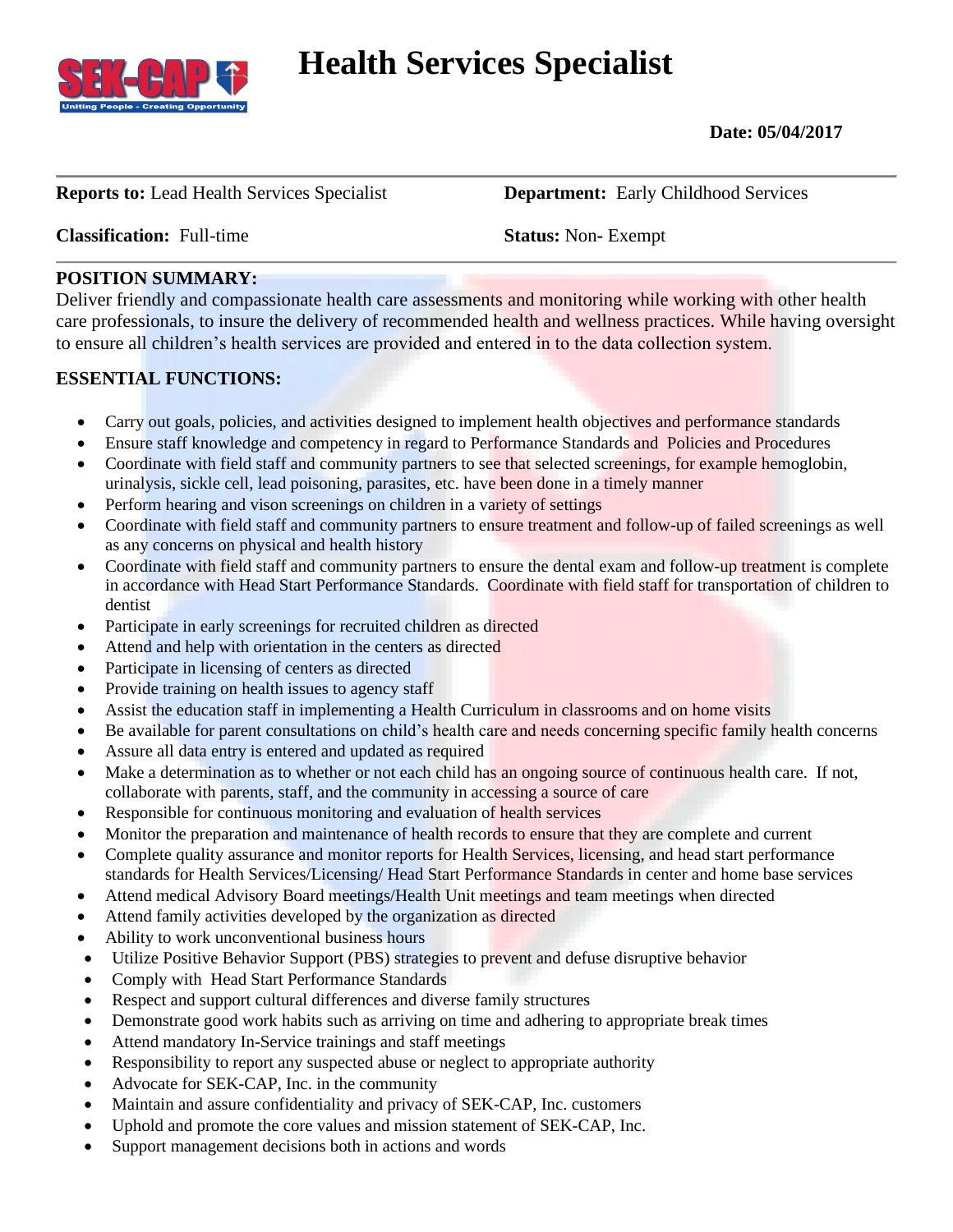# Health Services Specialist

**Date: 05/04/2017**

**Reports to:** Lead Health Services Specialist

**Department:** Early Childhood Services

**Classification:** Full-time

**Status:** Non- Exempt

**POSITION SUMMARY:**

Deliver friendly and compassionate health care assessments and monitoring while working with other health care professionals, to insure the delivery of recommended health and wellness practices. While having oversight to ensure all children's health services are provided and entered in to the data collection system.

**ESSENTIAL FUNCTIONS:**

- Carry out goals, policies, and activities designed to implement health objectives and performance standards
- Ensure staff knowledge and competency in regard to Performance Standards and Policies and Procedures
- Coordinate with field staff and community partners to see that selected screenings, for example hemoglobin, urinalysis, sickle cell, lead poisoning, parasites, etc. have been done in a timely manner
- Perform hearing and vison screenings on children in a variety of settings
- Coordinate with field staff and community partners to ensure treatment and follow-up of failed screenings as well as any concerns on physical and health history
- Coordinate with field staff and community partners to ensure the dental exam and follow-up treatment is complete in accordance with Head Start Performance Standards. Coordinate with field staff for transportation of children to dentist
- Participate in early screenings for recruited children as directed
- Attend and help with orientation in the centers as directed
- Participate in licensing of centers as directed
- Provide training on health issues to agency staff
- Assist the education staff in implementing a Health Curriculum in classrooms and on home visits
- Be available for parent consultations on child's health care and needs concerning specific family health concerns
- Assure all data entry is entered and updated as required
- Make a determination as to whether or not each child has an ongoing source of continuous health care. If not, collaborate with parents, staff, and the community in accessing a source of care
- Responsible for continuous monitoring and evaluation of health services
- Monitor the preparation and maintenance of health records to ensure that they are complete and current
- Complete quality assurance and monitor reports for Health Services, licensing, and head start performance standards for Health Services/Licensing/ Head Start Performance Standards in center and home base services
- Attend medical Advisory Board meetings/Health Unit meetings and team meetings when directed
- Attend family activities developed by the organization as directed
- Ability to work unconventional business hours
- Utilize Positive Behavior Support (PBS) strategies to prevent and defuse disruptive behavior
- Comply with Head Start Performance Standards
- Respect and support cultural differences and diverse family structures
- Demonstrate good work habits such as arriving on time and adhering to appropriate break times
- Attend mandatory In-Service trainings and staff meetings
- Responsibility to report any suspected abuse or neglect to appropriate authority
- Advocate for SEK-CAP, Inc. in the community
- Maintain and assure confidentiality and privacy of SEK-CAP, Inc. customers
- Uphold and promote the core values and mission statement of SEK-CAP, Inc.
- Support management decisions both in actions and words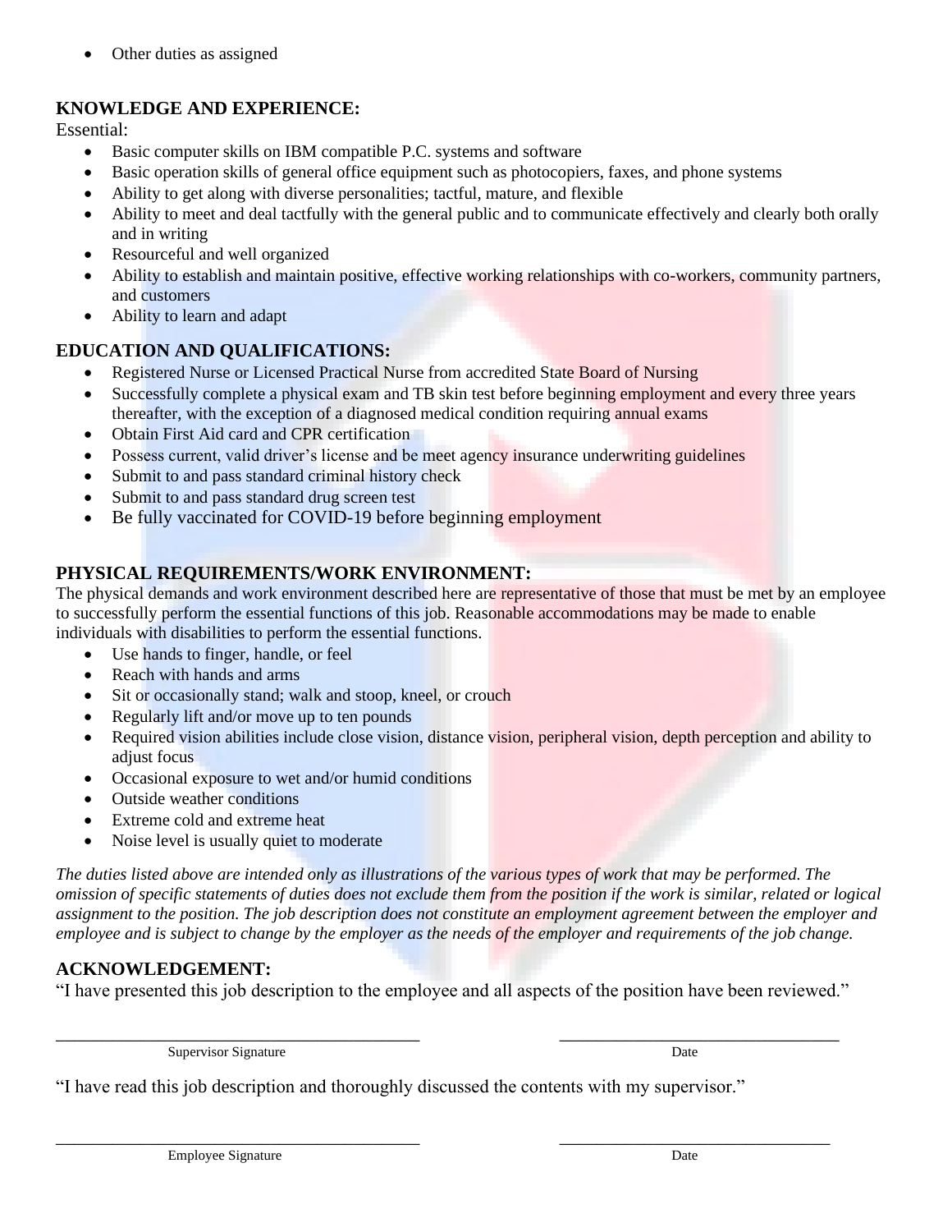- Other duties as assigned

## KNOWLEDGE AND EXPERIENCE:

Essential:

- Basic computer skills on IBM compatible P.C. systems and software
- Basic operation skills of general office equipment such as photocopiers, faxes, and phone systems
- Ability to get along with diverse personalities; tactful, mature, and flexible
- Ability to meet and deal tactfully with the general public and to communicate effectively and clearly both orally and in writing
- Resourceful and well organized
- Ability to establish and maintain positive, effective working relationships with co-workers, community partners, and customers
- Ability to learn and adapt

## EDUCATION AND QUALIFICATIONS:

- Registered Nurse or Licensed Practical Nurse from accredited State Board of Nursing
- Successfully complete a physical exam and TB skin test before beginning employment and every three years thereafter, with the exception of a diagnosed medical condition requiring annual exams
- Obtain First Aid card and CPR certification
- Possess current, valid driver's license and be meet agency insurance underwriting guidelines
- Submit to and pass standard criminal history check
- Submit to and pass standard drug screen test
- Be fully vaccinated for COVID-19 before beginning employment

## PHYSICAL REQUIREMENTS/WORK ENVIRONMENT:

The physical demands and work environment described here are representative of those that must be met by an employee to successfully perform the essential functions of this job. Reasonable accommodations may be made to enable individuals with disabilities to perform the essential functions.

- Use hands to finger, handle, or feel
- Reach with hands and arms
- Sit or occasionally stand; walk and stoop, kneel, or crouch
- Regularly lift and/or move up to ten pounds
- Required vision abilities include close vision, distance vision, peripheral vision, depth perception and ability to adjust focus
- Occasional exposure to wet and/or humid conditions
- Outside weather conditions
- Extreme cold and extreme heat
- Noise level is usually quiet to moderate

*The duties listed above are intended only as illustrations of the various types of work that may be performed. The omission of specific statements of duties does not exclude them from the position if the work is similar, related or logical assignment to the position. The job description does not constitute an employment agreement between the employer and employee and is subject to change by the employer as the needs of the employer and requirements of the job change.*

## ACKNOWLEDGEMENT:

"I have presented this job description to the employee and all aspects of the position have been reviewed."

______________________________ ______________________

Supervisor Signature Date

"I have read this job description and thoroughly discussed the contents with my supervisor."

______________________________ ______________________

Employee Signature Date